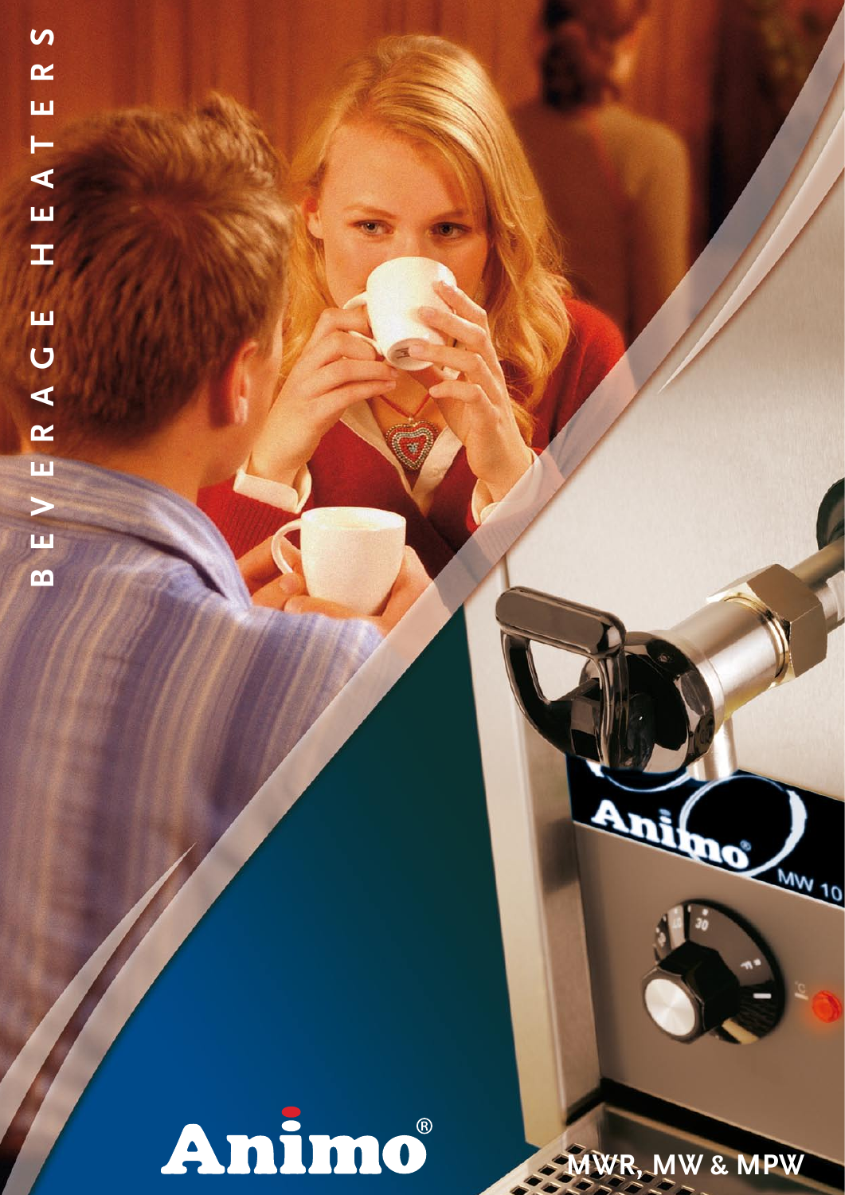# BEVERAGE HEATERS

Animo®

MWR, MW & MPW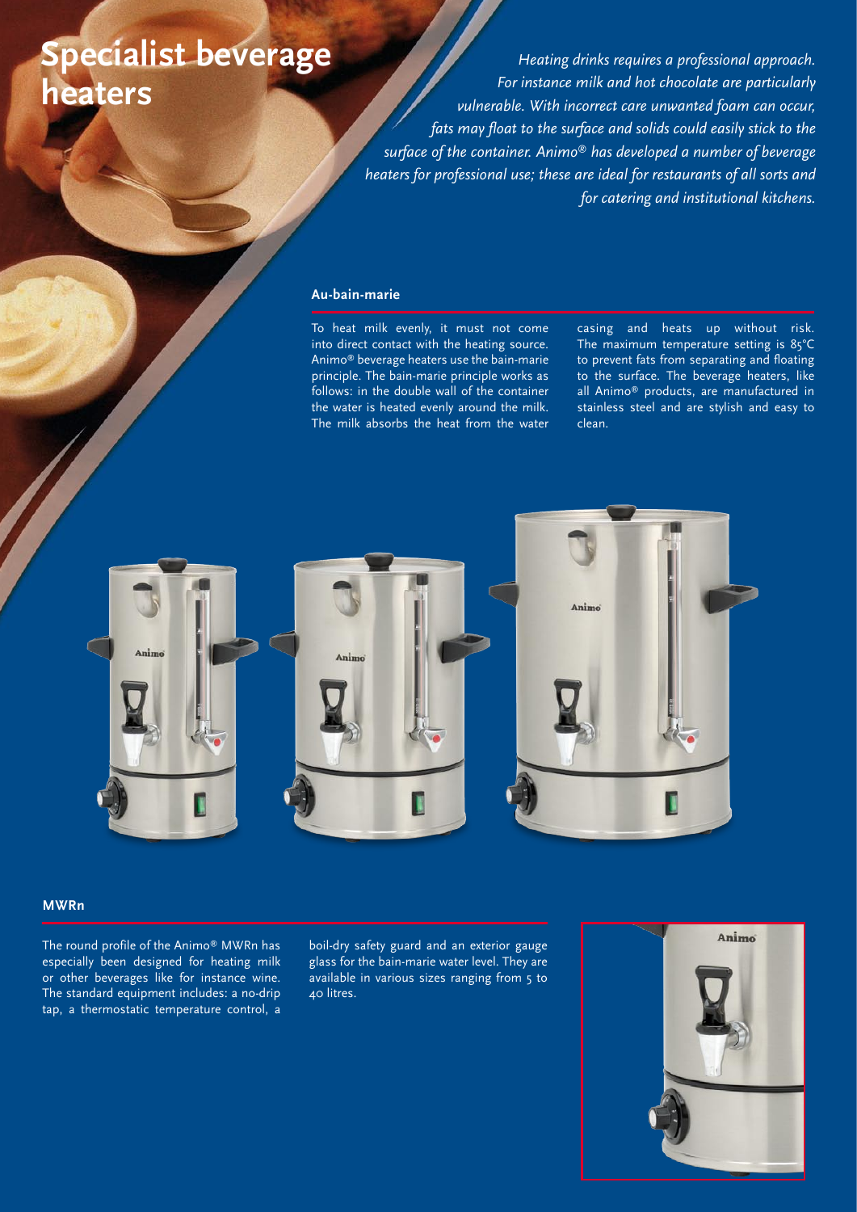# Specialist beverage heaters

*Heating drinks requires a professional approach. For instance milk and hot chocolate are particularly vulnerable. With incorrect care unwanted foam can occur, fats may float to the surface and solids could easily stick to the surface of the container. Animo® has developed a number of beverage heaters for professional use; these are ideal for restaurants of all sorts and for catering and institutional kitchens.*

## Au-bain-marie

To heat milk evenly, it must not come into direct contact with the heating source. Animo® beverage heaters use the bain-marie principle. The bain-marie principle works as follows: in the double wall of the container the water is heated evenly around the milk. The milk absorbs the heat from the water casing and heats up without risk. The maximum temperature setting is 85°C to prevent fats from separating and floating to the surface. The beverage heaters, like all Animo® products, are manufactured in stainless steel and are stylish and easy to clean.

## MWRn

The round profile of the Animo® MWRn has especially been designed for heating milk or other beverages like for instance wine. The standard equipment includes: a no-drip tap, a thermostatic temperature control, a boil-dry safety guard and an exterior gauge glass for the bain-marie water level. They are available in various sizes ranging from 5 to 40 litres.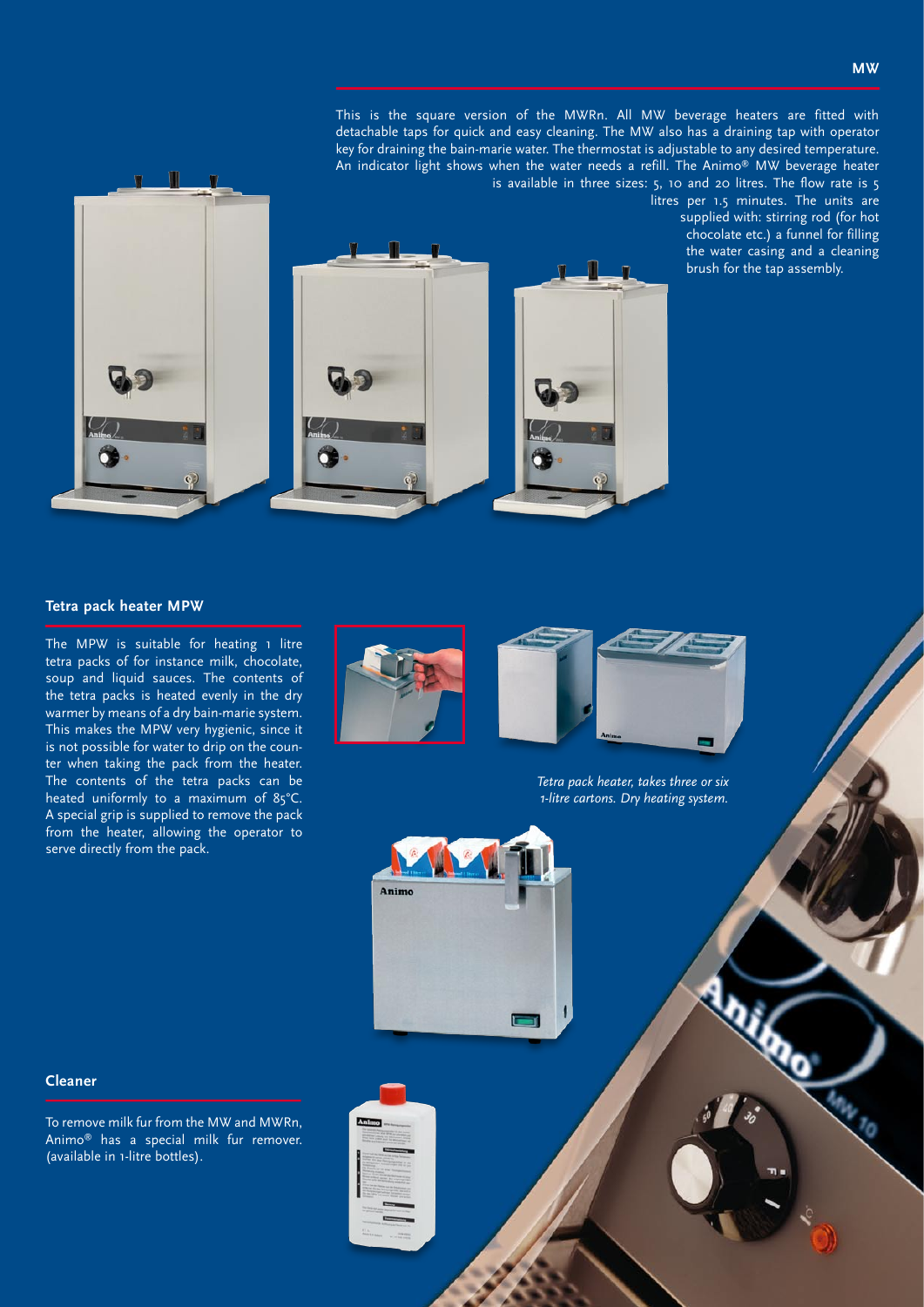This is the square version of the MWRn. All MW beverage heaters are fitted with detachable taps for quick and easy cleaning. The MW also has a draining tap with operator key for draining the bain-marie water. The thermostat is adjustable to any desired temperature. An indicator light shows when the water needs a refill. The Animo® MW beverage heater is available in three sizes: 5, 10 and 20 litres. The flow rate is 5 litres per 1.5 minutes. The units are supplied with: stirring rod (for hot chocolate etc.) a funnel for filling the water casing and a cleaning brush for the tap assembly.

## Tetra pack heater MPW

The MPW is suitable for heating 1 litre tetra packs of for instance milk, chocolate, soup and liquid sauces. The contents of the tetra packs is heated evenly in the dry warmer by means of a dry bain-marie system. This makes the MPW very hygienic, since it is not possible for water to drip on the counter when taking the pack from the heater. The contents of the tetra packs can be heated uniformly to a maximum of 85°C. A special grip is supplied to remove the pack from the heater, allowing the operator to serve directly from the pack.

*Tetra pack heater, takes three or six 1-litre cartons. Dry heating system.*

## Cleaner

To remove milk fur from the MW and MWRn, Animo® has a special milk fur remover. (available in 1-litre bottles).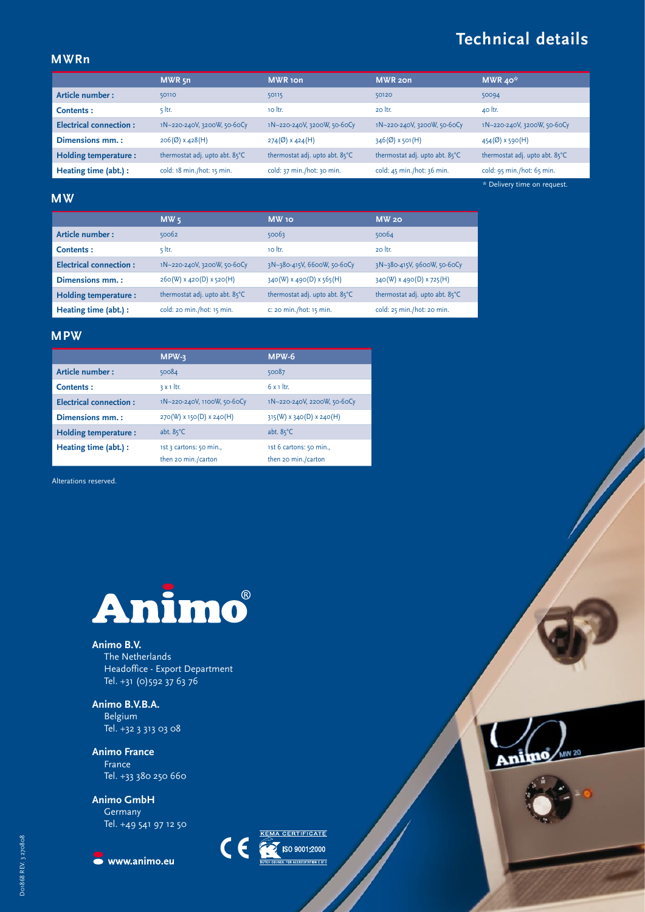# Technical details

## MWRn

| | MWR 5n | MWR 10n | MWR 20n | MWR 40* |
|---|---|---|---|---|
| **Article number :** | 50110 | 50115 | 50120 | 50094 |
| **Contents :** | 5 ltr. | 10 ltr. | 20 ltr. | 40 ltr. |
| **Electrical connection :** | 1N~220-240V, 3200W, 50-60Cy | 1N~220-240V, 3200W, 50-60Cy | 1N~220-240V, 3200W, 50-60Cy | 1N~220-240V, 3200W, 50-60Cy |
| **Dimensions mm. :** | 206(Ø) x 428(H) | 274(Ø) x 424(H) | 346(Ø) x 501(H) | 454(Ø) x 590(H) |
| **Holding temperature :** | thermostat adj. upto abt. 85°C | thermostat adj. upto abt. 85°C | thermostat adj. upto abt. 85°C | thermostat adj. upto abt. 85°C |
| **Heating time (abt.) :** | cold: 18 min./hot: 15 min. | cold: 37 min./hot: 30 min. | cold: 45 min./hot: 36 min. | cold: 95 min./hot: 65 min. |

* Delivery time on request.

## MW

| | MW 5 | MW 10 | MW 20 |
|---|---|---|---|
| **Article number :** | 50062 | 50063 | 50064 |
| **Contents :** | 5 ltr. | 10 ltr. | 20 ltr. |
| **Electrical connection :** | 1N~220-240V, 3200W, 50-60Cy | 3N~380-415V, 6600W, 50-60Cy | 3N~380-415V, 9600W, 50-60Cy |
| **Dimensions mm. :** | 260(W) x 420(D) x 520(H) | 340(W) x 490(D) x 565(H) | 340(W) x 490(D) x 725(H) |
| **Holding temperature :** | thermostat adj. upto abt. 85°C | thermostat adj. upto abt. 85°C | thermostat adj. upto abt. 85°C |
| **Heating time (abt.) :** | cold: 20 min./hot: 15 min. | c: 20 min./hot: 15 min. | cold: 25 min./hot: 20 min. |

## MPW

| | MPW-3 | MPW-6 |
|---|---|---|
| **Article number :** | 50084 | 50087 |
| **Contents :** | 3 x 1 ltr. | 6 x 1 ltr. |
| **Electrical connection :** | 1N~220-240V, 1100W, 50-60Cy | 1N~220-240V, 2200W, 50-60Cy |
| **Dimensions mm. :** | 270(W) x 150(D) x 240(H) | 315(W) x 340(D) x 240(H) |
| **Holding temperature :** | abt. 85°C | abt. 85°C |
| **Heating time (abt.) :** | 1st 3 cartons: 50 min., then 20 min./carton | 1st 6 cartons: 50 min., then 20 min./carton |

Alterations reserved.

Animo®

**Animo B.V.**
The Netherlands
Headoffice - Export Department
Tel. +31 (0)592 37 63 76

**Animo B.V.B.A.**
Belgium
Tel. +32 3 313 03 08

**Animo France**
France
Tel. +33 380 250 660

**Animo GmbH**
Germany
Tel. +49 541 97 12 50

**www.animo.eu**

CE

KEMA CERTIFICATE
ISO 9001:2000
DUTCH COUNCIL FOR ACCREDITATION C 073

D01868 REV. 3 270808